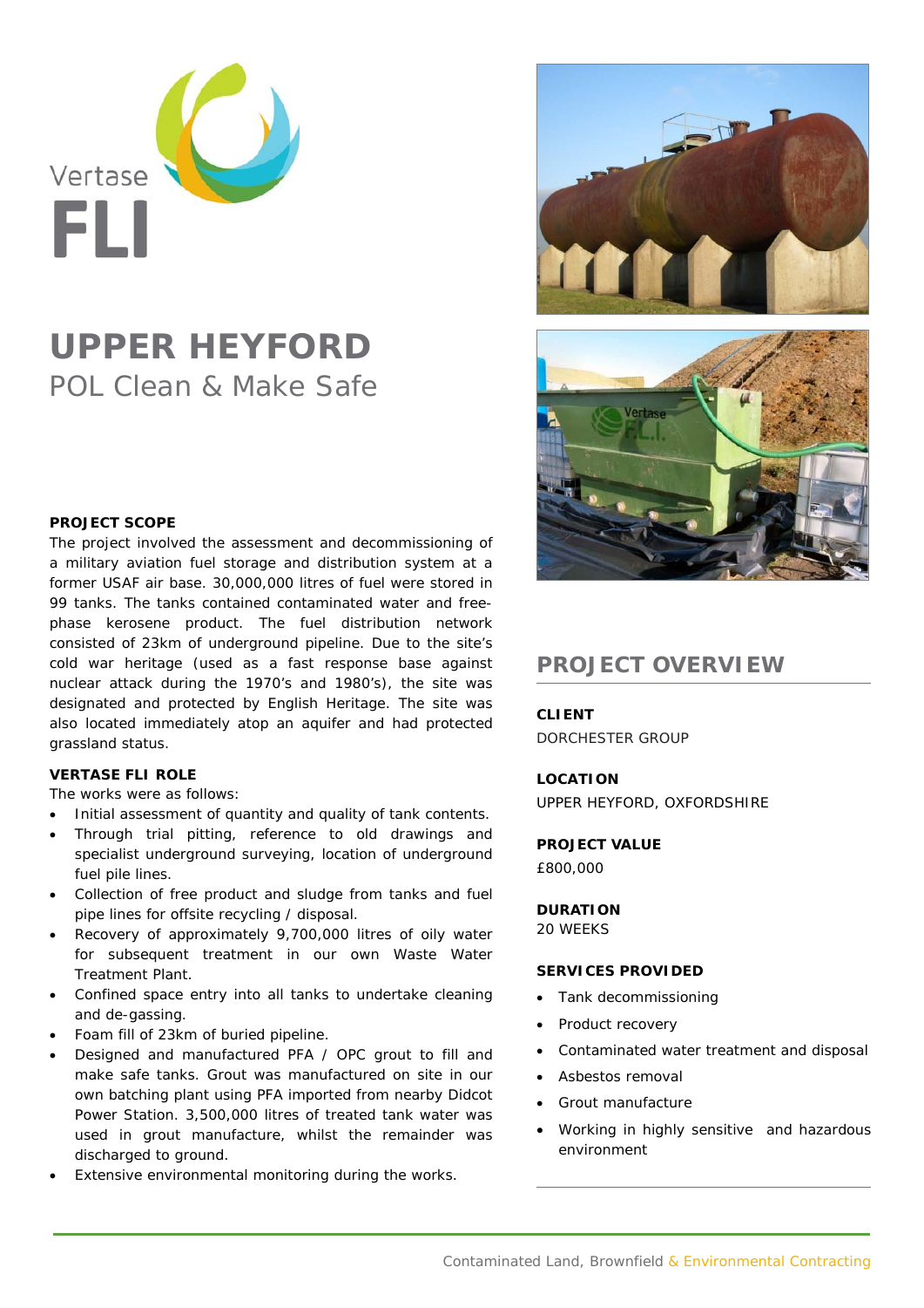Vertase

FLI

# UPPER HEYFORD

## POL Clean & Make Safe

**PROJECT SCOPE**

The project involved the assessment and decommissioning of a military aviation fuel storage and distribution system at a former USAF air base. 30,000,000 litres of fuel were stored in 99 tanks. The tanks contained contaminated water and free-phase kerosene product. The fuel distribution network consisted of 23km of underground pipeline. Due to the site's cold war heritage (used as a fast response base against nuclear attack during the 1970's and 1980's), the site was designated and protected by English Heritage. The site was also located immediately atop an aquifer and had protected grassland status.

**VERTASE FLI ROLE**

The works were as follows:

- Initial assessment of quantity and quality of tank contents.
- Through trial pitting, reference to old drawings and specialist underground surveying, location of underground fuel pile lines.
- Collection of free product and sludge from tanks and fuel pipe lines for offsite recycling / disposal.
- Recovery of approximately 9,700,000 litres of oily water for subsequent treatment in our own Waste Water Treatment Plant.
- Confined space entry into all tanks to undertake cleaning and de-gassing.
- Foam fill of 23km of buried pipeline.
- Designed and manufactured PFA / OPC grout to fill and make safe tanks. Grout was manufactured on site in our own batching plant using PFA imported from nearby Didcot Power Station. 3,500,000 litres of treated tank water was used in grout manufacture, whilst the remainder was discharged to ground.
- Extensive environmental monitoring during the works.

## PROJECT OVERVIEW

**CLIENT**

DORCHESTER GROUP

**LOCATION**

UPPER HEYFORD, OXFORDSHIRE

**PROJECT VALUE**

£800,000

**DURATION**

20 WEEKS

**SERVICES PROVIDED**

- Tank decommissioning
- Product recovery
- Contaminated water treatment and disposal
- Asbestos removal
- Grout manufacture
- Working in highly sensitive and hazardous environment

Contaminated Land, Brownfield & Environmental Contracting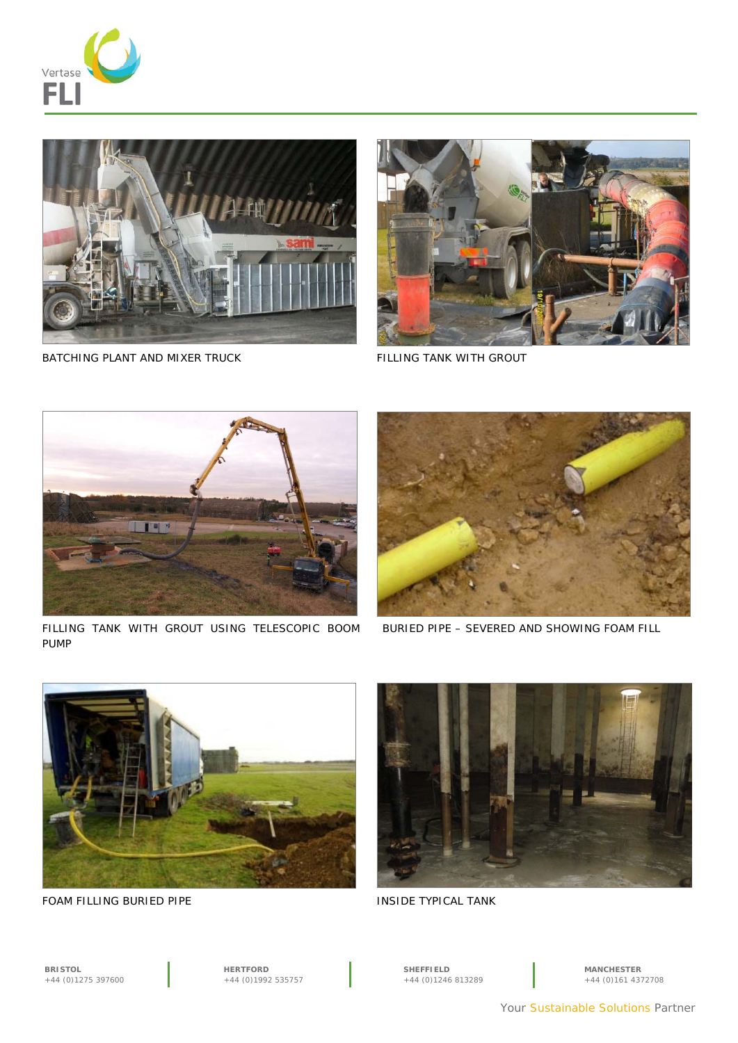BATCHING PLANT AND MIXER TRUCK

FILLING TANK WITH GROUT

FILLING TANK WITH GROUT USING TELESCOPIC BOOM PUMP

BURIED PIPE – SEVERED AND SHOWING FOAM FILL

FOAM FILLING BURIED PIPE

INSIDE TYPICAL TANK

**BRISTOL**
+44 (0)1275 397600

**HERTFORD**
+44 (0)1992 535757

**SHEFFIELD**
+44 (0)1246 813289

**MANCHESTER**
+44 (0)161 4372708

Your Sustainable Solutions Partner